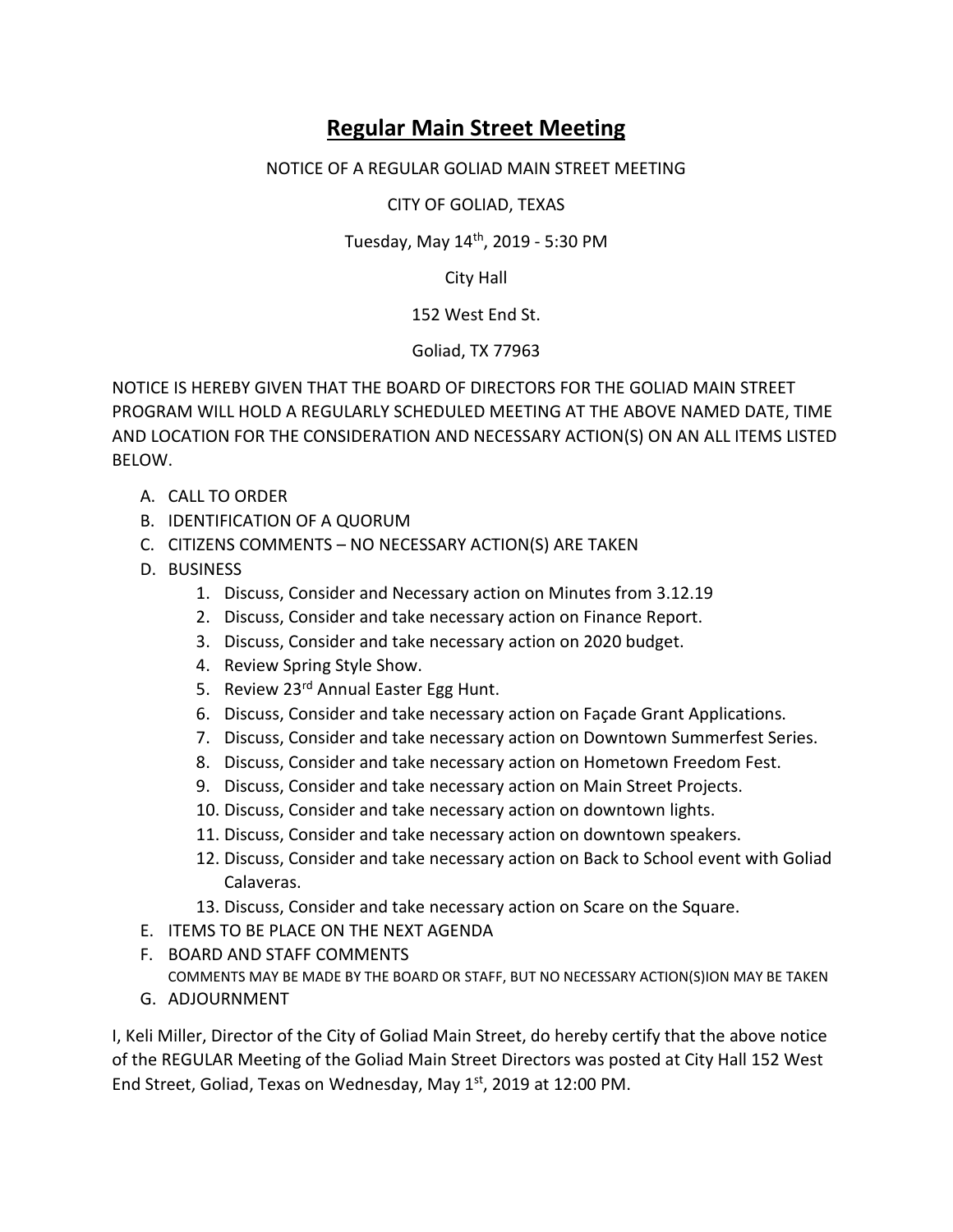# Regular Main Street Meeting

NOTICE OF A REGULAR GOLIAD MAIN STREET MEETING

CITY OF GOLIAD, TEXAS

Tuesday, May 14th, 2019 - 5:30 PM

City Hall

152 West End St.

Goliad, TX 77963

NOTICE IS HEREBY GIVEN THAT THE BOARD OF DIRECTORS FOR THE GOLIAD MAIN STREET PROGRAM WILL HOLD A REGULARLY SCHEDULED MEETING AT THE ABOVE NAMED DATE, TIME AND LOCATION FOR THE CONSIDERATION AND NECESSARY ACTION(S) ON AN ALL ITEMS LISTED BELOW.

A. CALL TO ORDER
B. IDENTIFICATION OF A QUORUM
C. CITIZENS COMMENTS – NO NECESSARY ACTION(S) ARE TAKEN
D. BUSINESS
    1. Discuss, Consider and Necessary action on Minutes from 3.12.19
    2. Discuss, Consider and take necessary action on Finance Report.
    3. Discuss, Consider and take necessary action on 2020 budget.
    4. Review Spring Style Show.
    5. Review 23rd Annual Easter Egg Hunt.
    6. Discuss, Consider and take necessary action on Façade Grant Applications.
    7. Discuss, Consider and take necessary action on Downtown Summerfest Series.
    8. Discuss, Consider and take necessary action on Hometown Freedom Fest.
    9. Discuss, Consider and take necessary action on Main Street Projects.
    10. Discuss, Consider and take necessary action on downtown lights.
    11. Discuss, Consider and take necessary action on downtown speakers.
    12. Discuss, Consider and take necessary action on Back to School event with Goliad Calaveras.
    13. Discuss, Consider and take necessary action on Scare on the Square.
E. ITEMS TO BE PLACE ON THE NEXT AGENDA
F. BOARD AND STAFF COMMENTS
   COMMENTS MAY BE MADE BY THE BOARD OR STAFF, BUT NO NECESSARY ACTION(S)ION MAY BE TAKEN
G. ADJOURNMENT

I, Keli Miller, Director of the City of Goliad Main Street, do hereby certify that the above notice of the REGULAR Meeting of the Goliad Main Street Directors was posted at City Hall 152 West End Street, Goliad, Texas on Wednesday, May 1st, 2019 at 12:00 PM.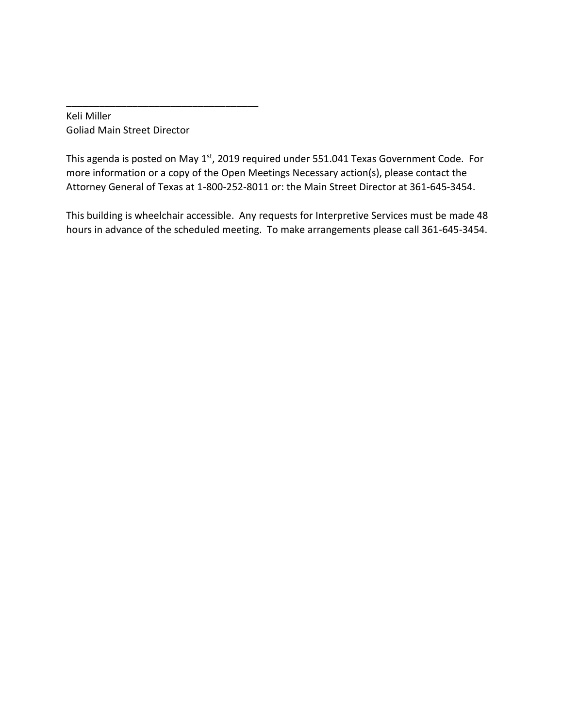\_\_\_\_\_\_\_\_\_\_\_\_\_\_\_\_\_\_\_\_\_\_\_\_\_\_\_\_\_\_\_\_\_\_\_\_

Keli Miller
Goliad Main Street Director

This agenda is posted on May 1st, 2019 required under 551.041 Texas Government Code. For more information or a copy of the Open Meetings Necessary action(s), please contact the Attorney General of Texas at 1-800-252-8011 or: the Main Street Director at 361-645-3454.

This building is wheelchair accessible. Any requests for Interpretive Services must be made 48 hours in advance of the scheduled meeting. To make arrangements please call 361-645-3454.